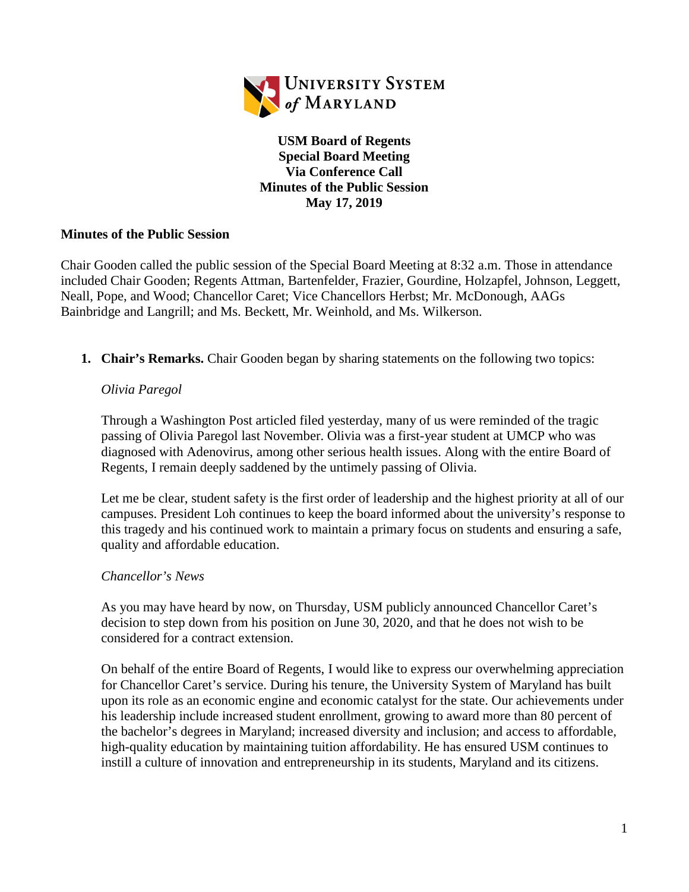**USM Board of Regents**
**Special Board Meeting**
**Via Conference Call**
**Minutes of the Public Session**
**May 17, 2019**

## Minutes of the Public Session

Chair Gooden called the public session of the Special Board Meeting at 8:32 a.m. Those in attendance included Chair Gooden; Regents Attman, Bartenfelder, Frazier, Gourdine, Holzapfel, Johnson, Leggett, Neall, Pope, and Wood; Chancellor Caret; Vice Chancellors Herbst; Mr. McDonough, AAGs Bainbridge and Langrill; and Ms. Beckett, Mr. Weinhold, and Ms. Wilkerson.

1. **Chair's Remarks.** Chair Gooden began by sharing statements on the following two topics:

   *Olivia Paregol*

   Through a Washington Post articled filed yesterday, many of us were reminded of the tragic passing of Olivia Paregol last November. Olivia was a first-year student at UMCP who was diagnosed with Adenovirus, among other serious health issues. Along with the entire Board of Regents, I remain deeply saddened by the untimely passing of Olivia.

   Let me be clear, student safety is the first order of leadership and the highest priority at all of our campuses. President Loh continues to keep the board informed about the university's response to this tragedy and his continued work to maintain a primary focus on students and ensuring a safe, quality and affordable education.

   *Chancellor's News*

   As you may have heard by now, on Thursday, USM publicly announced Chancellor Caret's decision to step down from his position on June 30, 2020, and that he does not wish to be considered for a contract extension.

   On behalf of the entire Board of Regents, I would like to express our overwhelming appreciation for Chancellor Caret's service. During his tenure, the University System of Maryland has built upon its role as an economic engine and economic catalyst for the state. Our achievements under his leadership include increased student enrollment, growing to award more than 80 percent of the bachelor's degrees in Maryland; increased diversity and inclusion; and access to affordable, high-quality education by maintaining tuition affordability. He has ensured USM continues to instill a culture of innovation and entrepreneurship in its students, Maryland and its citizens.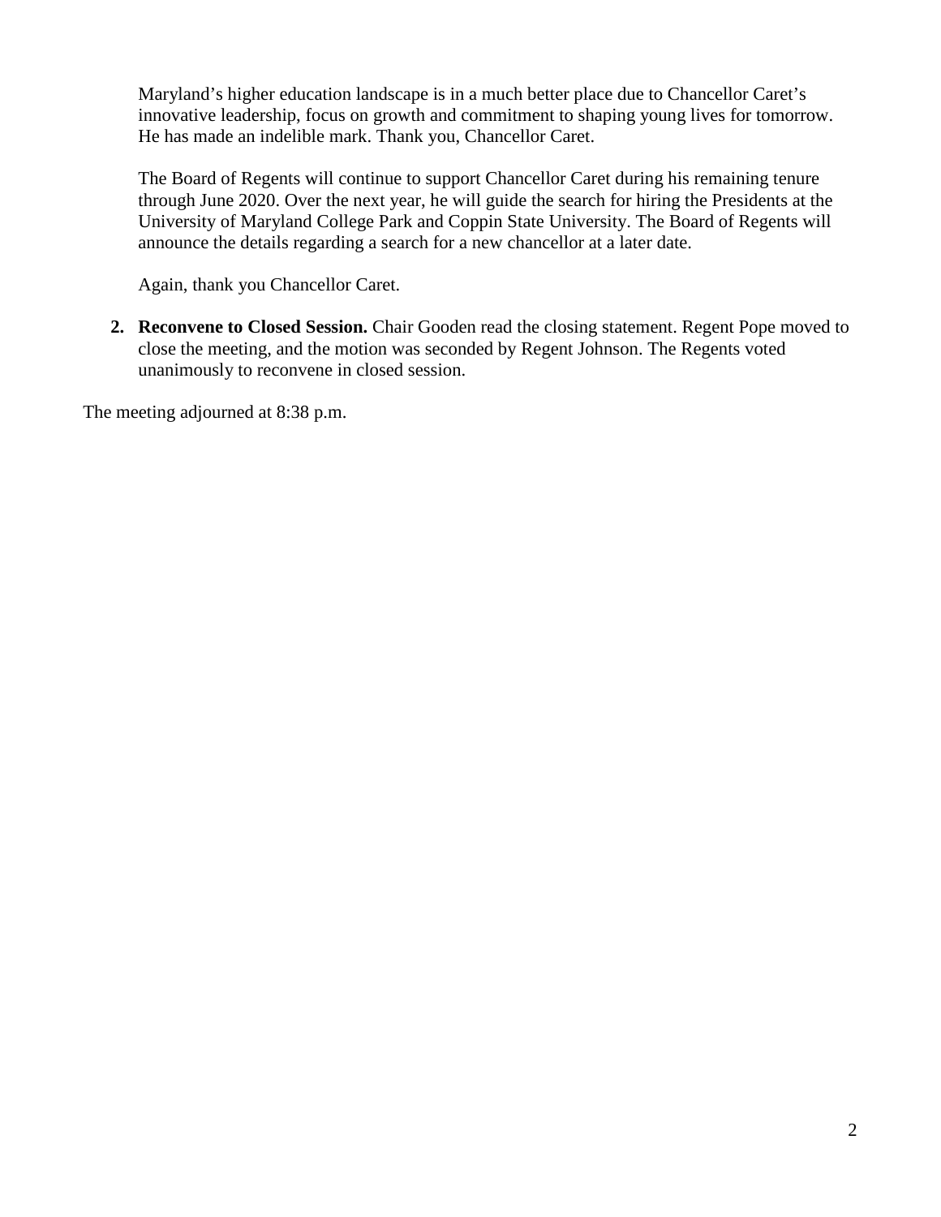Maryland's higher education landscape is in a much better place due to Chancellor Caret's innovative leadership, focus on growth and commitment to shaping young lives for tomorrow. He has made an indelible mark. Thank you, Chancellor Caret.

The Board of Regents will continue to support Chancellor Caret during his remaining tenure through June 2020. Over the next year, he will guide the search for hiring the Presidents at the University of Maryland College Park and Coppin State University. The Board of Regents will announce the details regarding a search for a new chancellor at a later date.

Again, thank you Chancellor Caret.

2. **Reconvene to Closed Session.** Chair Gooden read the closing statement. Regent Pope moved to close the meeting, and the motion was seconded by Regent Johnson. The Regents voted unanimously to reconvene in closed session.

The meeting adjourned at 8:38 p.m.